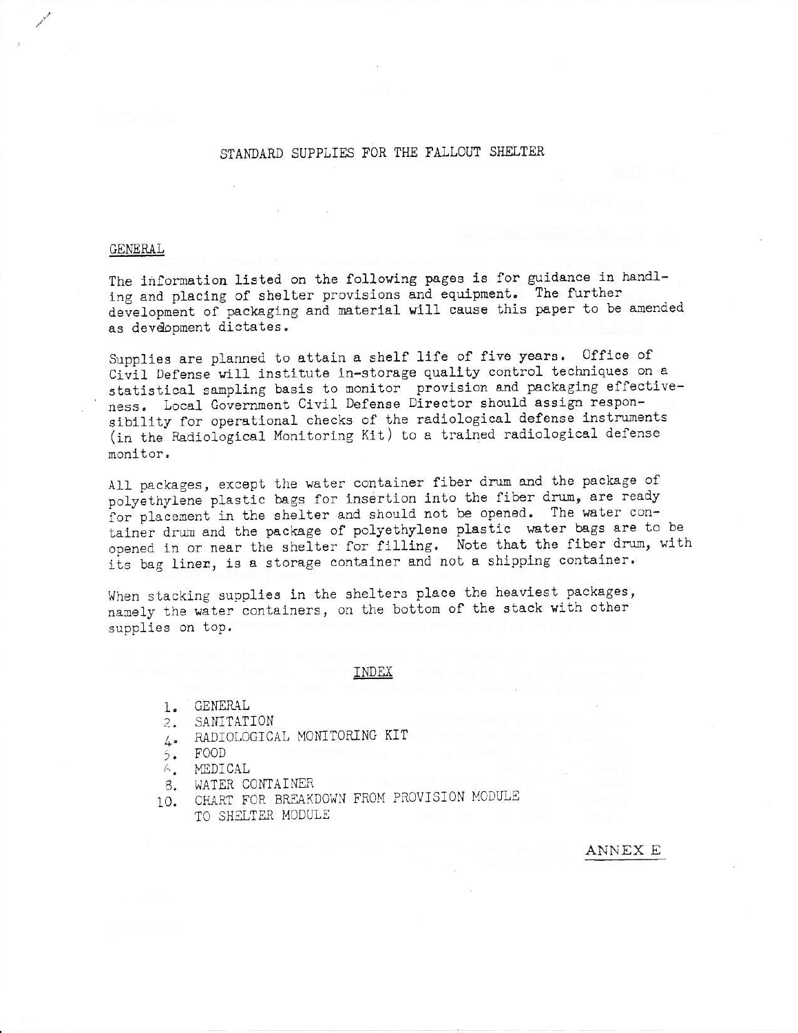# STANDARD SUPPLIES FOR THE FALLOUT SHELTER

## GENERAL

The information listed on the following pages is for guidance in handling and placing of shelter provisions and equipment. The further development of packaging and material will cause this paper to be amended as devdopment dictates.

Supplies are planned to attain a shelf life of five years. Office of Civil Defense will institute in-storage quality control techniques on a statistical sampling basis to monitor provision and packaging effectiveness. Local Government Civil Defense Director should assign responsibility for operational checks of the radiological defense instruments (in the Radiological Monitoring Kit) to a trained radiological defense monitor.

All packages, except the water container fiber drum and the package of polyethylene plastic bags for insertion into the fiber drum, are ready for placement in the shelter and should not be opened. The water container drum and the package of polyethylene plastic water bags are to be opened in or near the shelter for filling. Note that the fiber drum, with its bag liner, is a storage container and not a shipping container.

When stacking supplies in the shelters place the heaviest packages, namely the water containers, on the bottom of the stack with other supplies on top.

## INDEX

1. GENERAL
2. SANITATION
4. RADIOLOGICAL MONITORING KIT
5. FOOD
6. MEDICAL
8. WATER CONTAINER
10. CHART FOR BREAKDOWN FROM PROVISION MODULE TO SHELTER MODULE

ANNEX E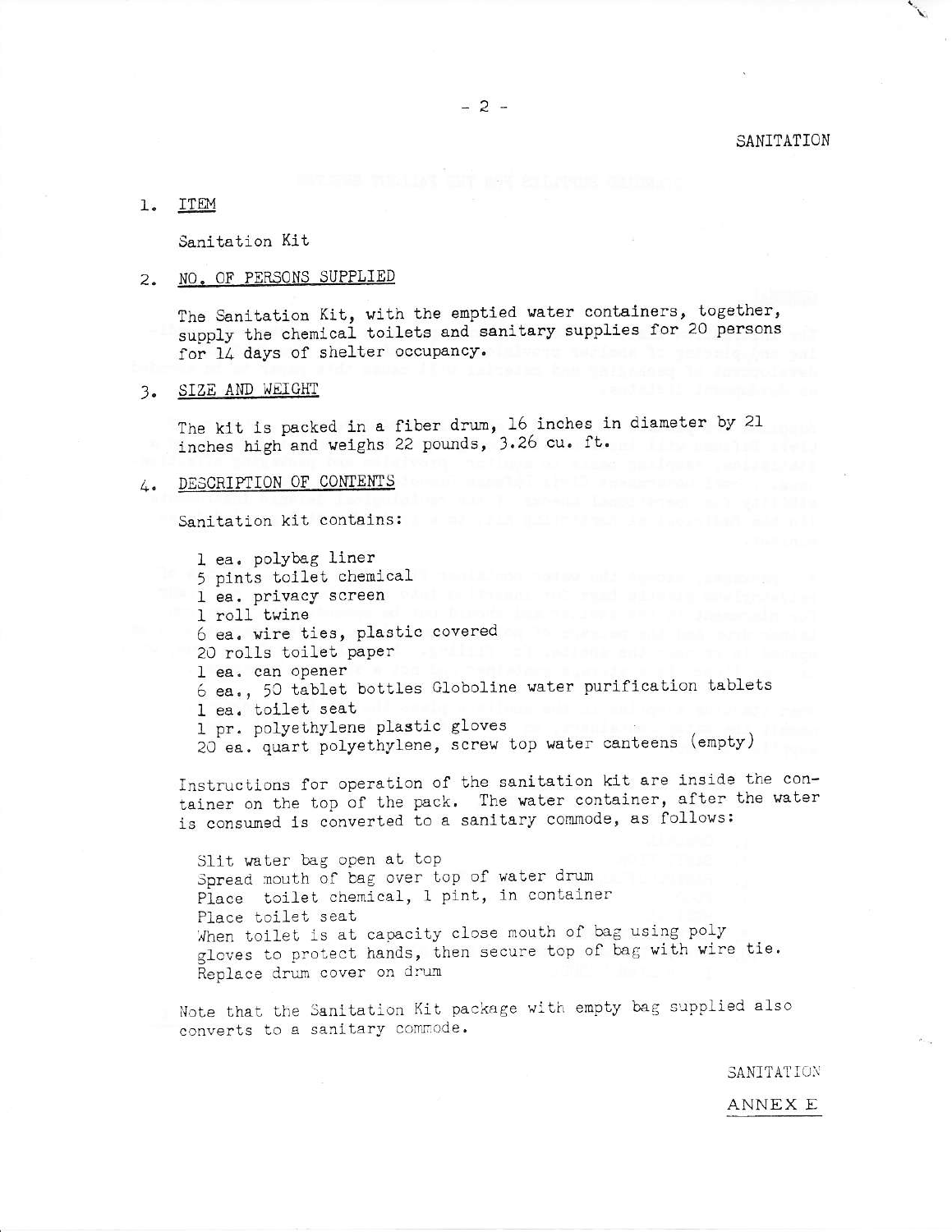SANITATION

1. ITEM

   Sanitation Kit

2. NO. OF PERSONS SUPPLIED

   The Sanitation Kit, with the emptied water containers, together, supply the chemical toilets and sanitary supplies for 20 persons for 14 days of shelter occupancy.

3. SIZE AND WEIGHT

   The kit is packed in a fiber drum, 16 inches in diameter by 21 inches high and weighs 22 pounds, 3.26 cu. ft.

4. DESCRIPTION OF CONTENTS

   Sanitation kit contains:

   1 ea. polybag liner
   5 pints toilet chemical
   1 ea. privacy screen
   1 roll twine
   6 ea. wire ties, plastic covered
   20 rolls toilet paper
   1 ea. can opener
   6 ea., 50 tablet bottles Globoline water purification tablets
   1 ea. toilet seat
   1 pr. polyethylene plastic gloves
   20 ea. quart polyethylene, screw top water canteens (empty)

   Instructions for operation of the sanitation kit are inside the container on the top of the pack. The water container, after the water is consumed is converted to a sanitary commode, as follows:

   Slit water bag open at top
   Spread mouth of bag over top of water drum
   Place toilet chemical, 1 pint, in container
   Place toilet seat
   When toilet is at capacity close mouth of bag using poly gloves to protect hands, then secure top of bag with wire tie.
   Replace drum cover on drum

   Note that the Sanitation Kit package with empty bag supplied also converts to a sanitary commode.

SANITATION

ANNEX E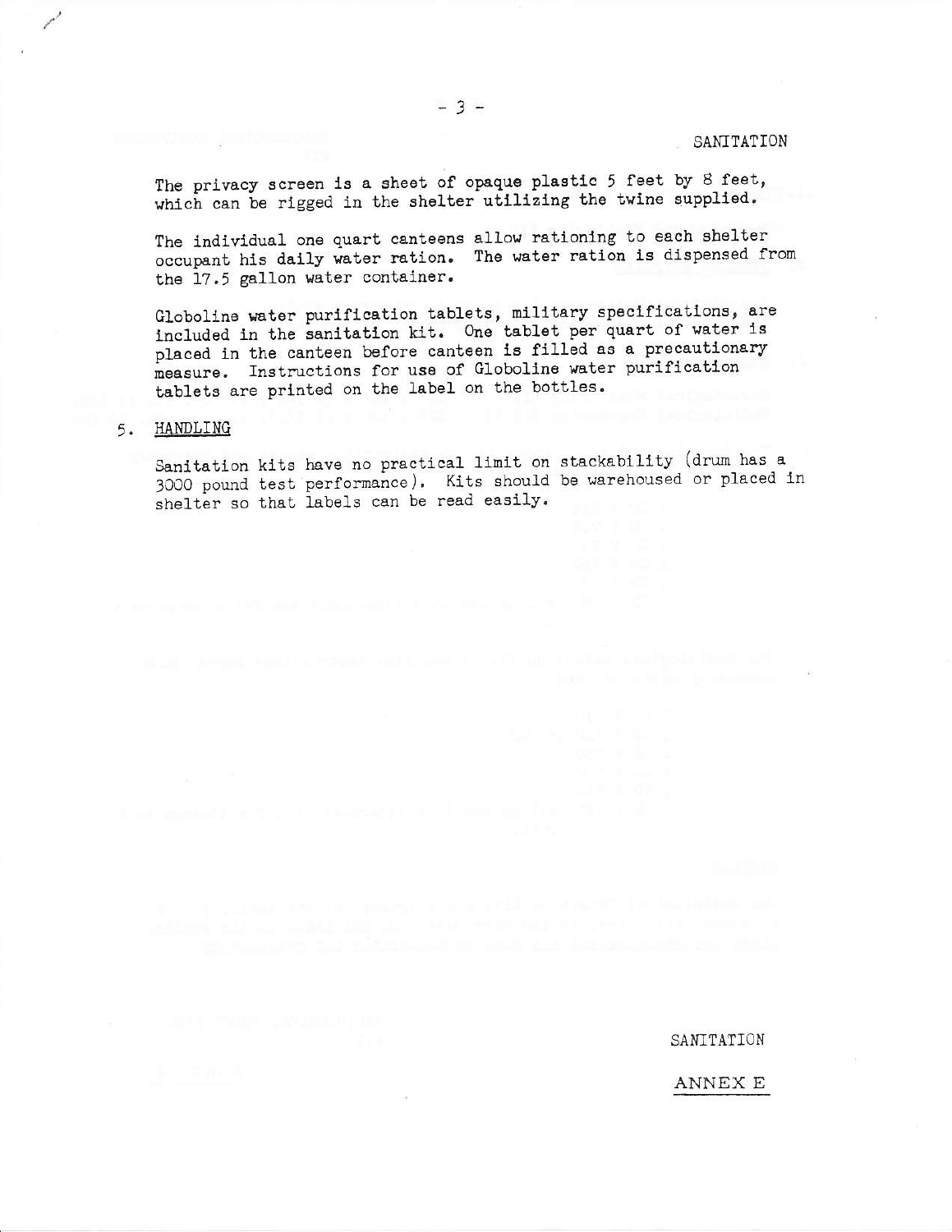The privacy screen is a sheet of opaque plastic 5 feet by 8 feet, which can be rigged in the shelter utilizing the twine supplied.

The individual one quart canteens allow rationing to each shelter occupant his daily water ration. The water ration is dispensed from the 17.5 gallon water container.

Globoline water purification tablets, military specifications, are included in the sanitation kit. One tablet per quart of water is placed in the canteen before canteen is filled as a precautionary measure. Instructions for use of Globoline water purification tablets are printed on the label on the bottles.

5. HANDLING

Sanitation kits have no practical limit on stackability (drum has a 3000 pound test performance). Kits should be warehoused or placed in shelter so that labels can be read easily.

SANITATION

ANNEX E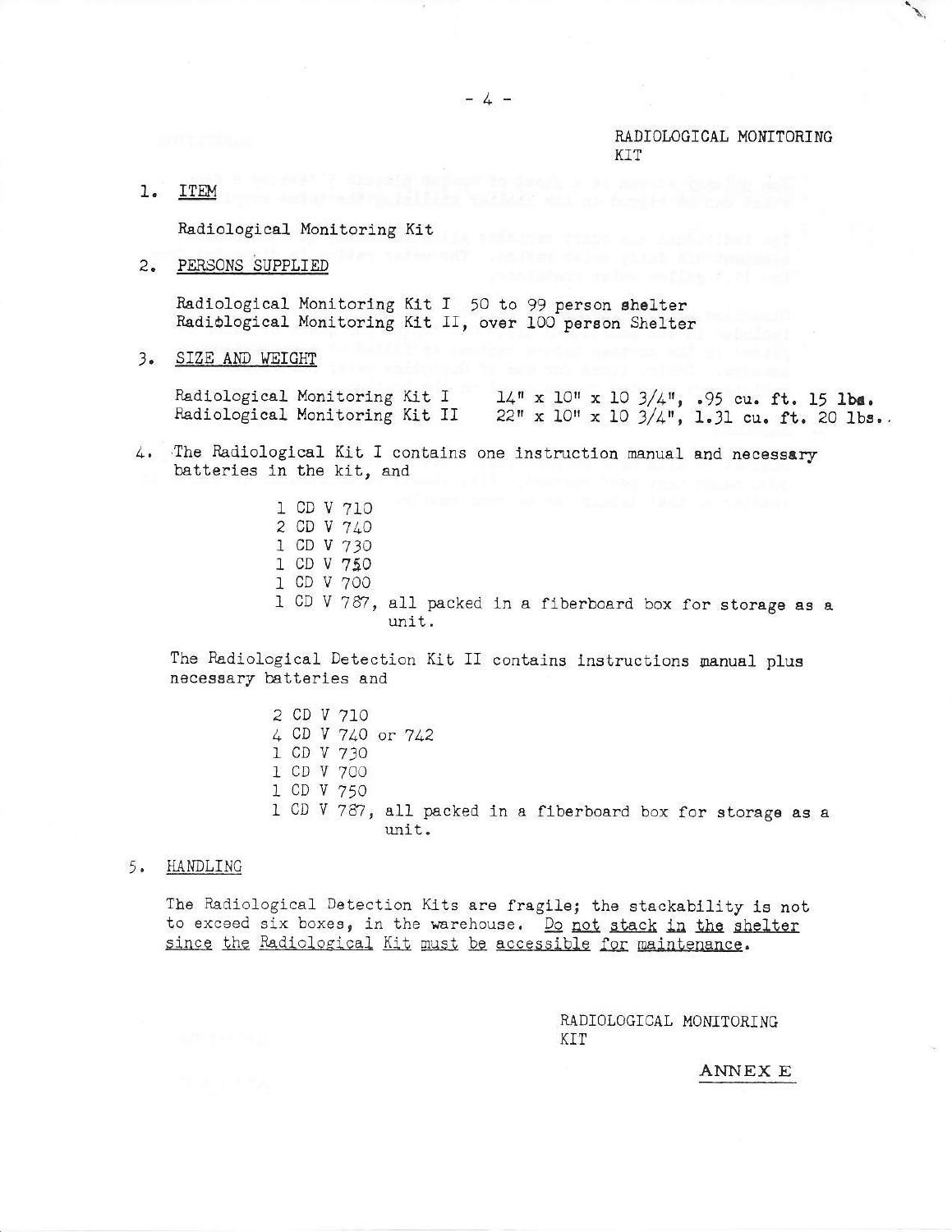RADIOLOGICAL MONITORING KIT

1. ITEM

   Radiological Monitoring Kit

2. PERSONS SUPPLIED

   Radiological Monitoring Kit I 50 to 99 person shelter
   Radiological Monitoring Kit II, over 100 person Shelter

3. SIZE AND WEIGHT

   Radiological Monitoring Kit I 14" x 10" x 10 3/4", .95 cu. ft. 15 lbs.
   Radiological Monitoring Kit II 22" x 10" x 10 3/4", 1.31 cu. ft. 20 lbs..

4. The Radiological Kit I contains one instruction manual and necessary batteries in the kit, and

   1 CD V 710
   2 CD V 740
   1 CD V 730
   1 CD V 750
   1 CD V 700
   1 CD V 787, all packed in a fiberboard box for storage as a unit.

   The Radiological Detection Kit II contains instructions manual plus necessary batteries and

   2 CD V 710
   4 CD V 740 or 742
   1 CD V 730
   1 CD V 700
   1 CD V 750
   1 CD V 787, all packed in a fiberboard box for storage as a unit.

5. HANDLING

   The Radiological Detection Kits are fragile; the stackability is not to exceed six boxes, in the warehouse. Do not stack in the shelter since the Radiological Kit must be accessible for maintenance.

RADIOLOGICAL MONITORING KIT

ANNEX E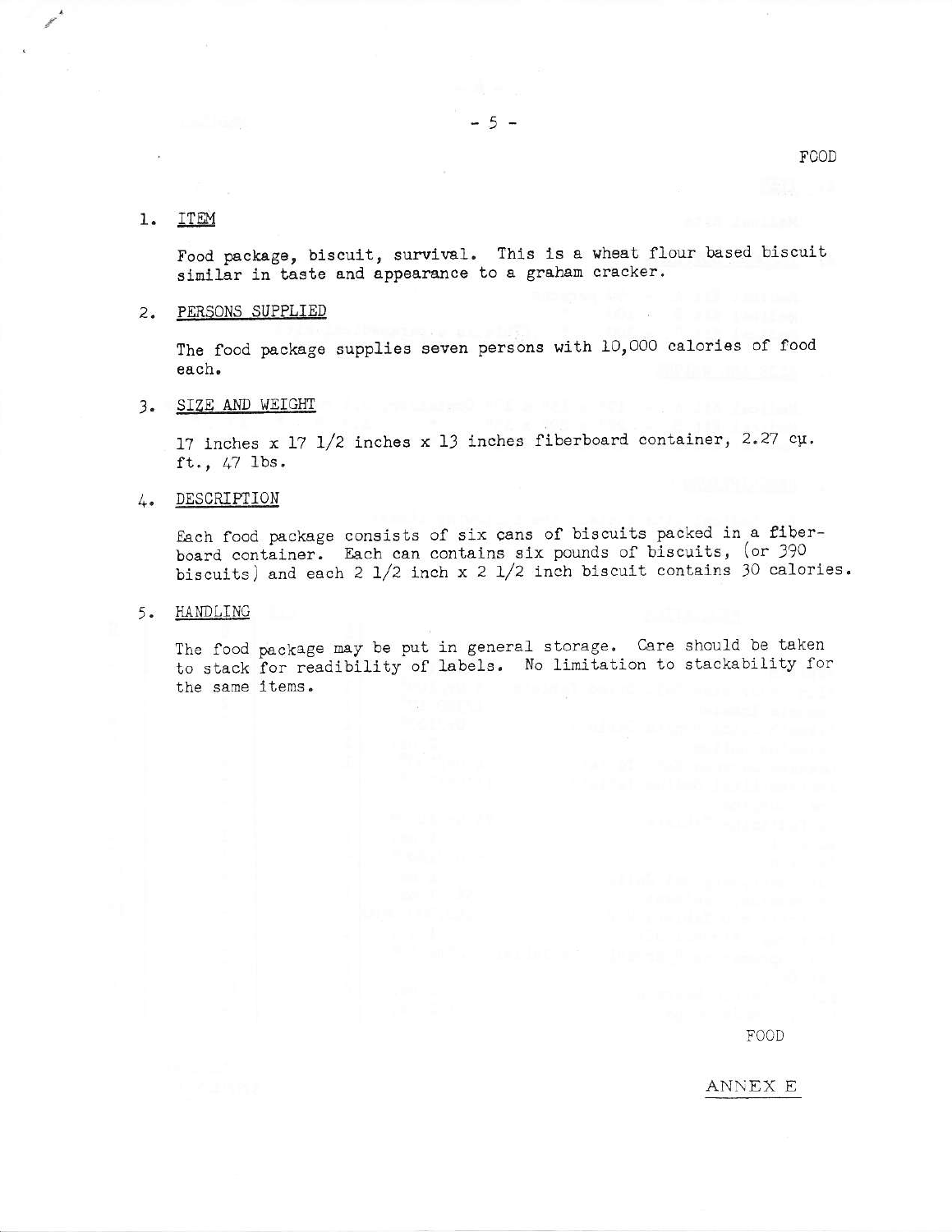FOOD

1. ITEM

   Food package, biscuit, survival. This is a wheat flour based biscuit similar in taste and appearance to a graham cracker.

2. PERSONS SUPPLIED

   The food package supplies seven persons with 10,000 calories of food each.

3. SIZE AND WEIGHT

   17 inches x 17 1/2 inches x 13 inches fiberboard container, 2.27 cu. ft., 47 lbs.

4. DESCRIPTION

   Each food package consists of six cans of biscuits packed in a fiberboard container. Each can contains six pounds of biscuits, (or 390 biscuits) and each 2 1/2 inch x 2 1/2 inch biscuit contains 30 calories.

5. HANDLING

   The food package may be put in general storage. Care should be taken to stack for readibility of labels. No limitation to stackability for the same items.

FOOD

ANNEX E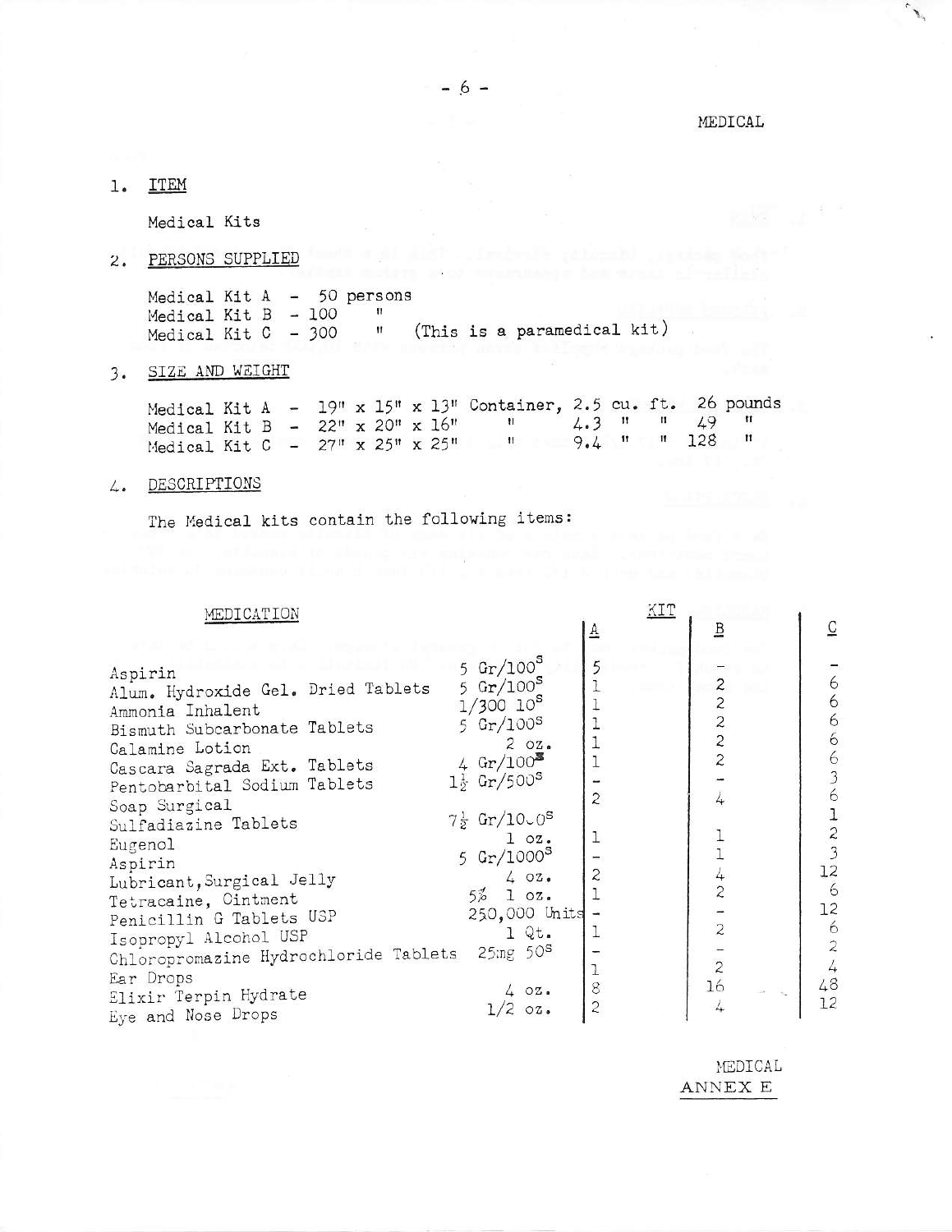MEDICAL

1. ITEM

   Medical Kits

2. PERSONS SUPPLIED

   Medical Kit A - 50 persons
   Medical Kit B - 100 "
   Medical Kit C - 300 " (This is a paramedical kit)

3. SIZE AND WEIGHT

   Medical Kit A - 19" x 15" x 13" Container, 2.5 cu. ft. 26 pounds
   Medical Kit B - 22" x 20" x 16" " 4.3 " " 49 "
   Medical Kit C - 27" x 25" x 25" " 9.4 " " 128 "

4. DESCRIPTIONS

   The Medical kits contain the following items:

| MEDICATION | | KIT A | KIT B | KIT C |
|---|---|---|---|---|
| Aspirin | 5 Gr/100s | 5 | - | - |
| Alum. Hydroxide Gel. Dried Tablets | 5 Gr/100s | 1 | 2 | 6 |
| Ammonia Inhalent | 1/300 10s | 1 | 2 | 6 |
| Bismuth Subcarbonate Tablets | 5 Gr/100s | 1 | 2 | 6 |
| Calamine Lotion | 2 oz. | 1 | 2 | 6 |
| Cascara Sagrada Ext. Tablets | 4 Gr/100s | 1 | 2 | 6 |
| Pentobarbital Sodium Tablets | 1½ Gr/500s | - | - | 3 |
| Soap Surgical | | 2 | 4 | 6 |
| Sulfadiazine Tablets | 7½ Gr/1000s | | | 1 |
| Eugenol | 1 oz. | 1 | 1 | 2 |
| Aspirin | 5 Gr/1000s | - | 1 | 3 |
| Lubricant, Surgical Jelly | 4 oz. | 2 | 4 | 12 |
| Tetracaine, Ointment | 5% 1 oz. | 1 | 2 | 6 |
| Penicillin G Tablets USP | 250,000 Units | - | - | 12 |
| Isopropyl Alcohol USP | 1 Qt. | 1 | 2 | 6 |
| Chloropromazine Hydrochloride Tablets | 25mg 50s | - | - | 2 |
| Ear Drops | | 1 | 2 | 4 |
| Elixir Terpin Hydrate | 4 oz. | 8 | 16 | 48 |
| Eye and Nose Drops | 1/2 oz. | 2 | 4 | 12 |

MEDICAL
ANNEX E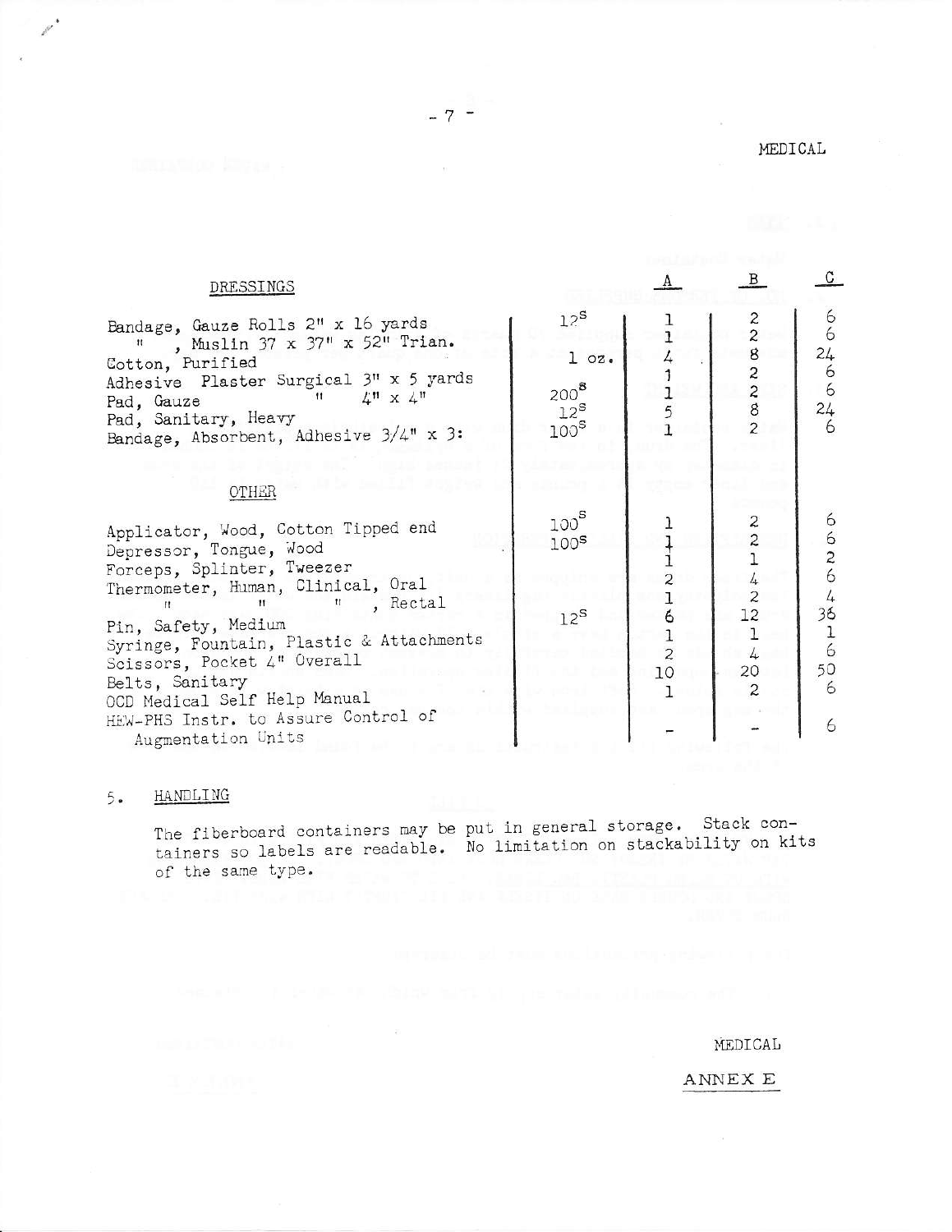MEDICAL

| DRESSINGS | | A | B | C |
|---|---|---|---|---|
| Bandage, Gauze Rolls 2" x 16 yards | 12s | 1 | 2 | 6 |
| " , Muslin 37 x 37" x 52" Trian. | | 1 | 2 | 6 |
| Cotton, Purified | 1 oz. | 4 | 8 | 24 |
| Adhesive Plaster Surgical 3" x 5 yards | | 1 | 2 | 6 |
| Pad, Gauze " 4" x 4" | 200s | 1 | 2 | 6 |
| Pad, Sanitary, Heavy | 12s | 5 | 8 | 24 |
| Bandage, Absorbent, Adhesive 3/4" x 3: | 100s | 1 | 2 | 6 |
| **OTHER** | | | | |
| Applicator, Wood, Cotton Tipped end | 100s | 1 | 2 | 6 |
| Depressor, Tongue, Wood | 100s | 1 | 2 | 6 |
| Forceps, Splinter, Tweezer | | 1 | 1 | 2 |
| Thermometer, Human, Clinical, Oral | | 2 | 4 | 6 |
| " " " , Rectal | | 1 | 2 | 4 |
| Pin, Safety, Medium | 12s | 6 | 12 | 36 |
| Syringe, Fountain, Plastic & Attachments | | 1 | 1 | 1 |
| Scissors, Pocket 4" Overall | | 2 | 4 | 6 |
| Belts, Sanitary | | 10 | 20 | 50 |
| OCD Medical Self Help Manual | | 1 | 2 | 6 |
| HEW-PHS Instr. to Assure Control of Augmentation Units | | - | - | 6 |

5. HANDLING

The fiberboard containers may be put in general storage. Stack containers so labels are readable. No limitation on stackability on kits of the same type.

MEDICAL

ANNEX E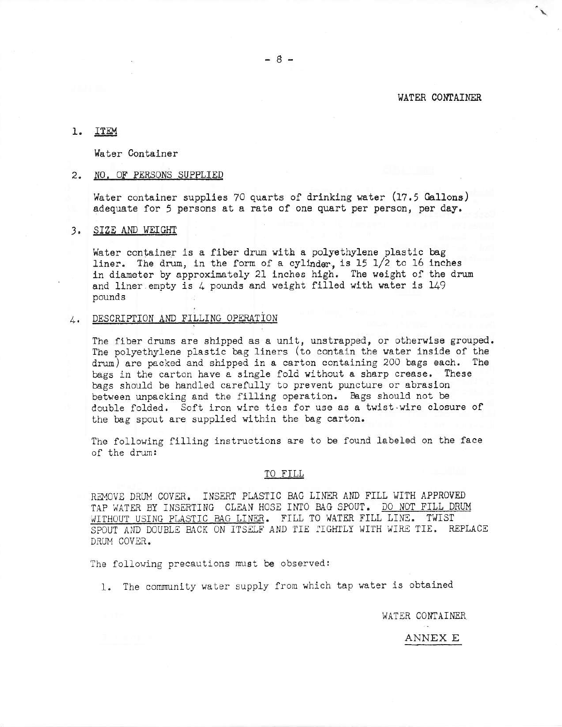WATER CONTAINER

1. ITEM

   Water Container

2. NO. OF PERSONS SUPPLIED

   Water container supplies 70 quarts of drinking water (17.5 Gallons) adequate for 5 persons at a rate of one quart per person, per day.

3. SIZE AND WEIGHT

   Water container is a fiber drum with a polyethylene plastic bag liner. The drum, in the form of a cylinder, is 15 1/2 to 16 inches in diameter by approximately 21 inches high. The weight of the drum and liner empty is 4 pounds and weight filled with water is 149 pounds

4. DESCRIPTION AND FILLING OPERATION

   The fiber drums are shipped as a unit, unstrapped, or otherwise grouped. The polyethylene plastic bag liners (to contain the water inside of the drum) are packed and shipped in a carton containing 200 bags each. The bags in the carton have a single fold without a sharp crease. These bags should be handled carefully to prevent puncture or abrasion between unpacking and the filling operation. Bags should not be double folded. Soft iron wire ties for use as a twist-wire closure of the bag spout are supplied within the bag carton.

   The following filling instructions are to be found labeled on the face of the drum:

   TO FILL

   REMOVE DRUM COVER. INSERT PLASTIC BAG LINER AND FILL WITH APPROVED TAP WATER BY INSERTING CLEAN HOSE INTO BAG SPOUT. DO NOT FILL DRUM WITHOUT USING PLASTIC BAG LINER. FILL TO WATER FILL LINE. TWIST SPOUT AND DOUBLE BACK ON ITSELF AND TIE TIGHTLY WITH WIRE TIE. REPLACE DRUM COVER.

   The following precautions must be observed:

   1. The community water supply from which tap water is obtained

WATER CONTAINER

ANNEX E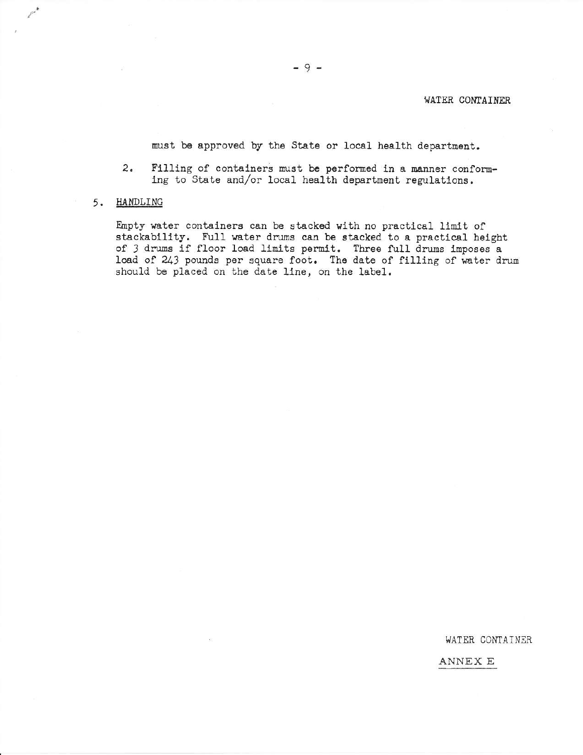must be approved by the State or local health department.

2. Filling of containers must be performed in a manner conforming to State and/or local health department regulations.

5. <u>HANDLING</u>

Empty water containers can be stacked with no practical limit of stackability. Full water drums can be stacked to a practical height of 3 drums if floor load limits permit. Three full drums imposes a load of 243 pounds per square foot. The date of filling of water drum should be placed on the date line, on the label.

WATER CONTAINER

ANNEX E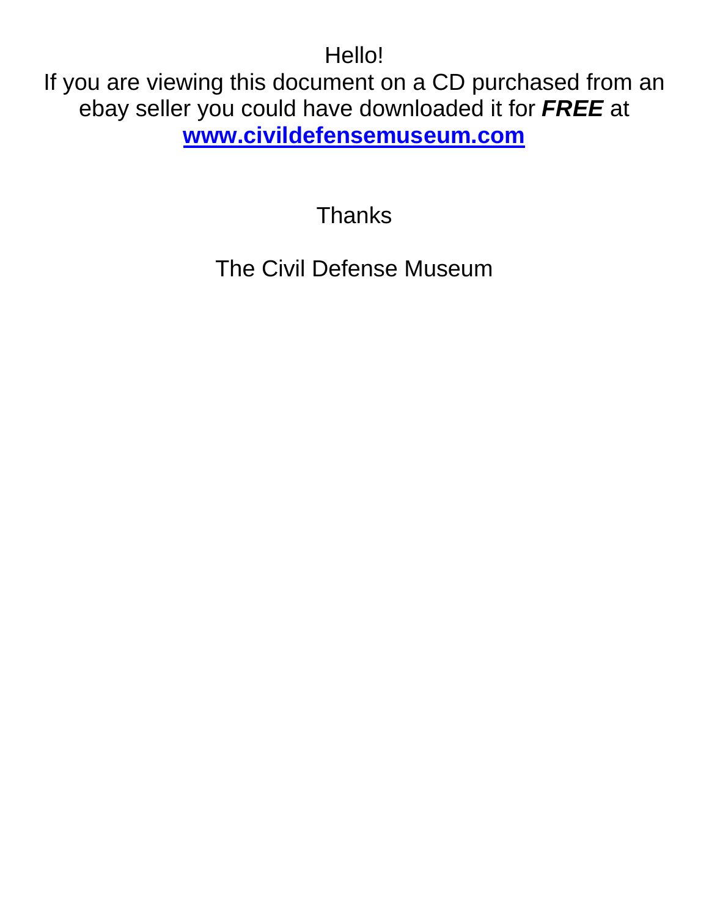Hello!

If you are viewing this document on a CD purchased from an ebay seller you could have downloaded it for ***FREE*** at **www.civildefensemuseum.com**

Thanks

The Civil Defense Museum